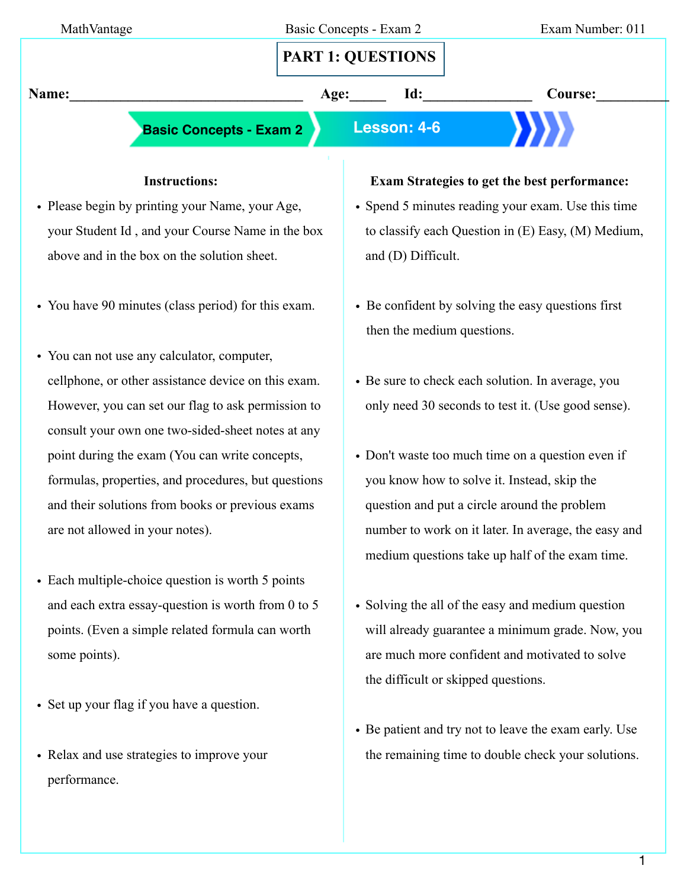# PART 1: QUESTIONS

**Name:**_________________________________ **Age:**_____ **Id:**_______________ **Course:**__________

**Basic Concepts - Exam 2** | **Lesson: 4-6**

### Instructions:

- Please begin by printing your Name, your Age, your Student Id , and your Course Name in the box above and in the box on the solution sheet.
- You have 90 minutes (class period) for this exam.
- You can not use any calculator, computer, cellphone, or other assistance device on this exam. However, you can set our flag to ask permission to consult your own one two-sided-sheet notes at any point during the exam (You can write concepts, formulas, properties, and procedures, but questions and their solutions from books or previous exams are not allowed in your notes).
- Each multiple-choice question is worth 5 points and each extra essay-question is worth from 0 to 5 points. (Even a simple related formula can worth some points).
- Set up your flag if you have a question.
- Relax and use strategies to improve your performance.

### Exam Strategies to get the best performance:

- Spend 5 minutes reading your exam. Use this time to classify each Question in (E) Easy, (M) Medium, and (D) Difficult.
- Be confident by solving the easy questions first then the medium questions.
- Be sure to check each solution. In average, you only need 30 seconds to test it. (Use good sense).
- Don't waste too much time on a question even if you know how to solve it. Instead, skip the question and put a circle around the problem number to work on it later. In average, the easy and medium questions take up half of the exam time.
- Solving the all of the easy and medium question will already guarantee a minimum grade. Now, you are much more confident and motivated to solve the difficult or skipped questions.
- Be patient and try not to leave the exam early. Use the remaining time to double check your solutions.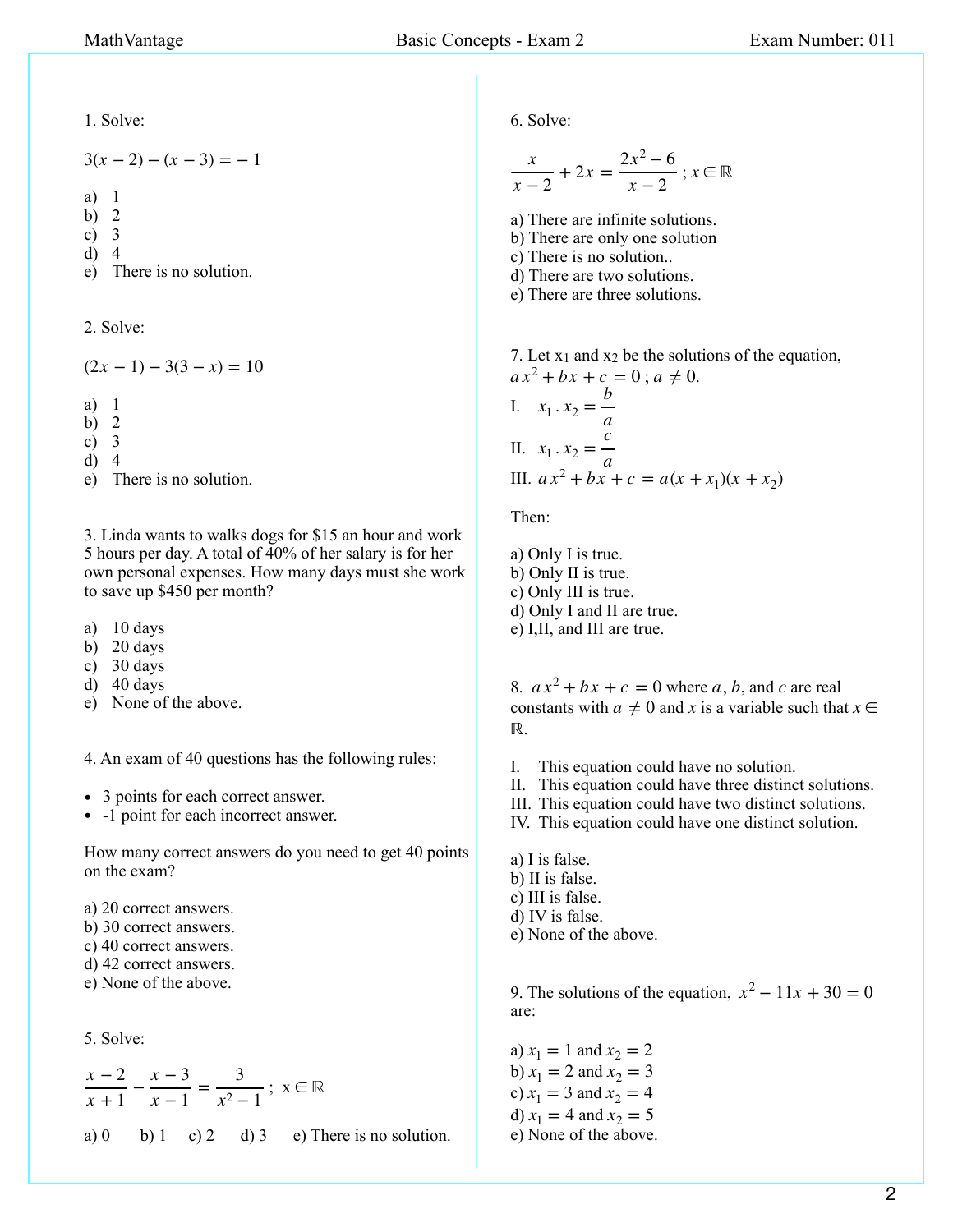1. Solve:

$3(x-2)-(x-3)=-1$

a) 1
b) 2
c) 3
d) 4
e) There is no solution.

2. Solve:

$(2x-1)-3(3-x)=10$

a) 1
b) 2
c) 3
d) 4
e) There is no solution.

3. Linda wants to walks dogs for $15 an hour and work 5 hours per day. A total of 40% of her salary is for her own personal expenses. How many days must she work to save up $450 per month?

a) 10 days
b) 20 days
c) 30 days
d) 40 days
e) None of the above.

4. An exam of 40 questions has the following rules:

- 3 points for each correct answer.
- -1 point for each incorrect answer.

How many correct answers do you need to get 40 points on the exam?

a) 20 correct answers.
b) 30 correct answers.
c) 40 correct answers.
d) 42 correct answers.
e) None of the above.

5. Solve:

$\dfrac{x-2}{x+1}-\dfrac{x-3}{x-1}=\dfrac{3}{x^2-1}$ ; $x\in\mathbb{R}$

a) 0 b) 1 c) 2 d) 3 e) There is no solution.

6. Solve:

$\dfrac{x}{x-2}+2x=\dfrac{2x^2-6}{x-2}$ ; $x\in\mathbb{R}$

a) There are infinite solutions.
b) There are only one solution
c) There is no solution..
d) There are two solutions.
e) There are three solutions.

7. Let $x_1$ and $x_2$ be the solutions of the equation, $ax^2+bx+c=0$ ; $a\neq 0$.

I. $x_1 . x_2=\dfrac{b}{a}$

II. $x_1 . x_2=\dfrac{c}{a}$

III. $ax^2+bx+c=a(x+x_1)(x+x_2)$

Then:

a) Only I is true.
b) Only II is true.
c) Only III is true.
d) Only I and II are true.
e) I,II, and III are true.

8. $ax^2+bx+c=0$ where $a$, $b$, and $c$ are real constants with $a\neq 0$ and $x$ is a variable such that $x\in\mathbb{R}$.

I. This equation could have no solution.
II. This equation could have three distinct solutions.
III. This equation could have two distinct solutions.
IV. This equation could have one distinct solution.

a) I is false.
b) II is false.
c) III is false.
d) IV is false.
e) None of the above.

9. The solutions of the equation, $x^2-11x+30=0$ are:

a) $x_1=1$ and $x_2=2$
b) $x_1=2$ and $x_2=3$
c) $x_1=3$ and $x_2=4$
d) $x_1=4$ and $x_2=5$
e) None of the above.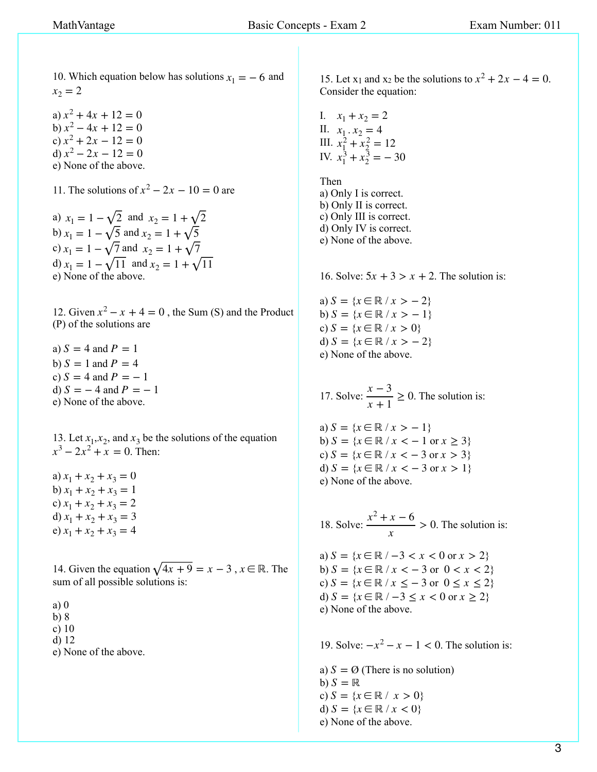10. Which equation below has solutions $x_1 = -6$ and $x_2 = 2$

a) $x^2 + 4x + 12 = 0$
b) $x^2 - 4x + 12 = 0$
c) $x^2 + 2x - 12 = 0$
d) $x^2 - 2x - 12 = 0$
e) None of the above.

11. The solutions of $x^2 - 2x - 10 = 0$ are

a) $x_1 = 1 - \sqrt{2}$ and $x_2 = 1 + \sqrt{2}$
b) $x_1 = 1 - \sqrt{5}$ and $x_2 = 1 + \sqrt{5}$
c) $x_1 = 1 - \sqrt{7}$ and $x_2 = 1 + \sqrt{7}$
d) $x_1 = 1 - \sqrt{11}$ and $x_2 = 1 + \sqrt{11}$
e) None of the above.

12. Given $x^2 - x + 4 = 0$ , the Sum (S) and the Product (P) of the solutions are

a) $S = 4$ and $P = 1$
b) $S = 1$ and $P = 4$
c) $S = 4$ and $P = -1$
d) $S = -4$ and $P = -1$
e) None of the above.

13. Let $x_1$,$x_2$, and $x_3$ be the solutions of the equation $x^3 - 2x^2 + x = 0$. Then:

a) $x_1 + x_2 + x_3 = 0$
b) $x_1 + x_2 + x_3 = 1$
c) $x_1 + x_2 + x_3 = 2$
d) $x_1 + x_2 + x_3 = 3$
e) $x_1 + x_2 + x_3 = 4$

14. Given the equation $\sqrt{4x + 9} = x - 3$ , $x \in \mathbb{R}$. The sum of all possible solutions is:

a) 0
b) 8
c) 10
d) 12
e) None of the above.

15. Let $x_1$ and $x_2$ be the solutions to $x^2 + 2x - 4 = 0$. Consider the equation:

I. $x_1 + x_2 = 2$
II. $x_1 \,.\, x_2 = 4$
III. $x_1^2 + x_2^2 = 12$
IV. $x_1^3 + x_2^3 = -30$

Then
a) Only I is correct.
b) Only II is correct.
c) Only III is correct.
d) Only IV is correct.
e) None of the above.

16. Solve: $5x + 3 > x + 2$. The solution is:

a) $S = \{x \in \mathbb{R} \,/\, x > -2\}$
b) $S = \{x \in \mathbb{R} \,/\, x > -1\}$
c) $S = \{x \in \mathbb{R} \,/\, x > 0\}$
d) $S = \{x \in \mathbb{R} \,/\, x > -2\}$
e) None of the above.

17. Solve: $\dfrac{x - 3}{x + 1} \geq 0$. The solution is:

a) $S = \{x \in \mathbb{R} \,/\, x > -1\}$
b) $S = \{x \in \mathbb{R} \,/\, x < -1 \text{ or } x \geq 3\}$
c) $S = \{x \in \mathbb{R} \,/\, x < -3 \text{ or } x > 3\}$
d) $S = \{x \in \mathbb{R} \,/\, x < -3 \text{ or } x > 1\}$
e) None of the above.

18. Solve: $\dfrac{x^2 + x - 6}{x} > 0$. The solution is:

a) $S = \{x \in \mathbb{R} \,/\, -3 < x < 0 \text{ or } x > 2\}$
b) $S = \{x \in \mathbb{R} \,/\, x < -3 \text{ or } 0 < x < 2\}$
c) $S = \{x \in \mathbb{R} \,/\, x \leq -3 \text{ or } 0 \leq x \leq 2\}$
d) $S = \{x \in \mathbb{R} \,/\, -3 \leq x < 0 \text{ or } x \geq 2\}$
e) None of the above.

19. Solve: $-x^2 - x - 1 < 0$. The solution is:

a) $S = \emptyset$ (There is no solution)
b) $S = \mathbb{R}$
c) $S = \{x \in \mathbb{R} \,/\, x > 0\}$
d) $S = \{x \in \mathbb{R} \,/\, x < 0\}$
e) None of the above.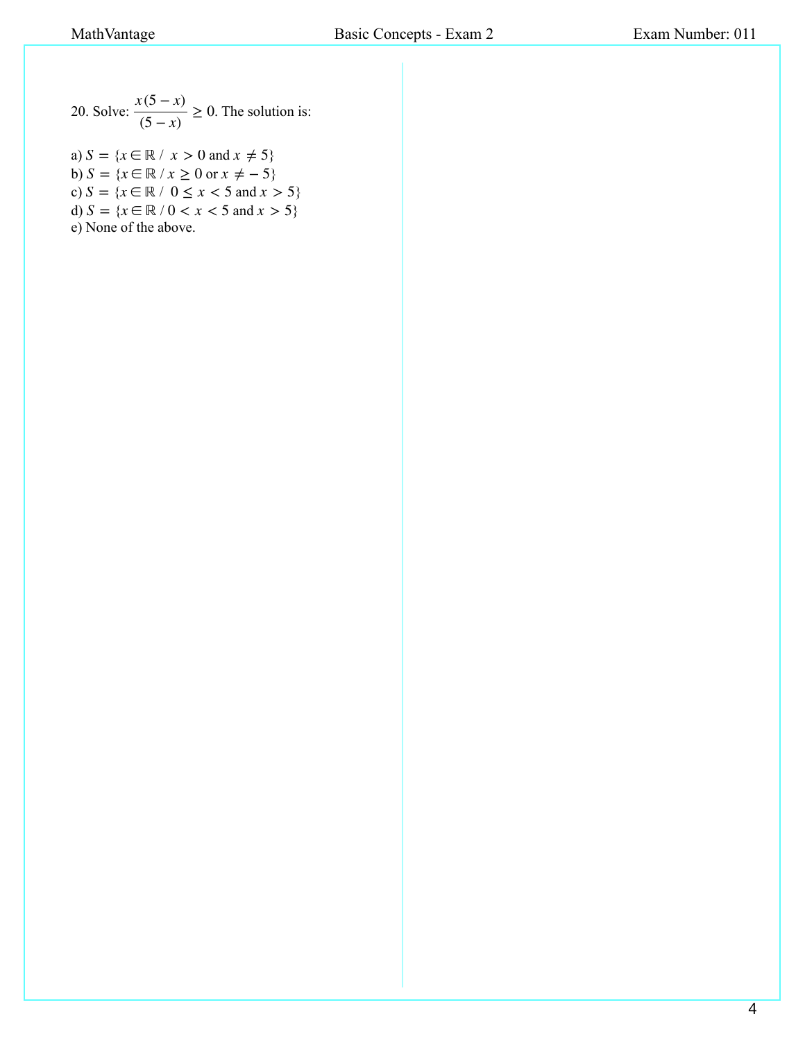20. Solve: $\dfrac{x(5-x)}{(5-x)} \geq 0$. The solution is:

a) $S = \{x \in \mathbb{R} \,/\, x > 0 \text{ and } x \neq 5\}$  
b) $S = \{x \in \mathbb{R} \,/\, x \geq 0 \text{ or } x \neq -5\}$  
c) $S = \{x \in \mathbb{R} \,/\, 0 \leq x < 5 \text{ and } x > 5\}$  
d) $S = \{x \in \mathbb{R} \,/\, 0 < x < 5 \text{ and } x > 5\}$  
e) None of the above.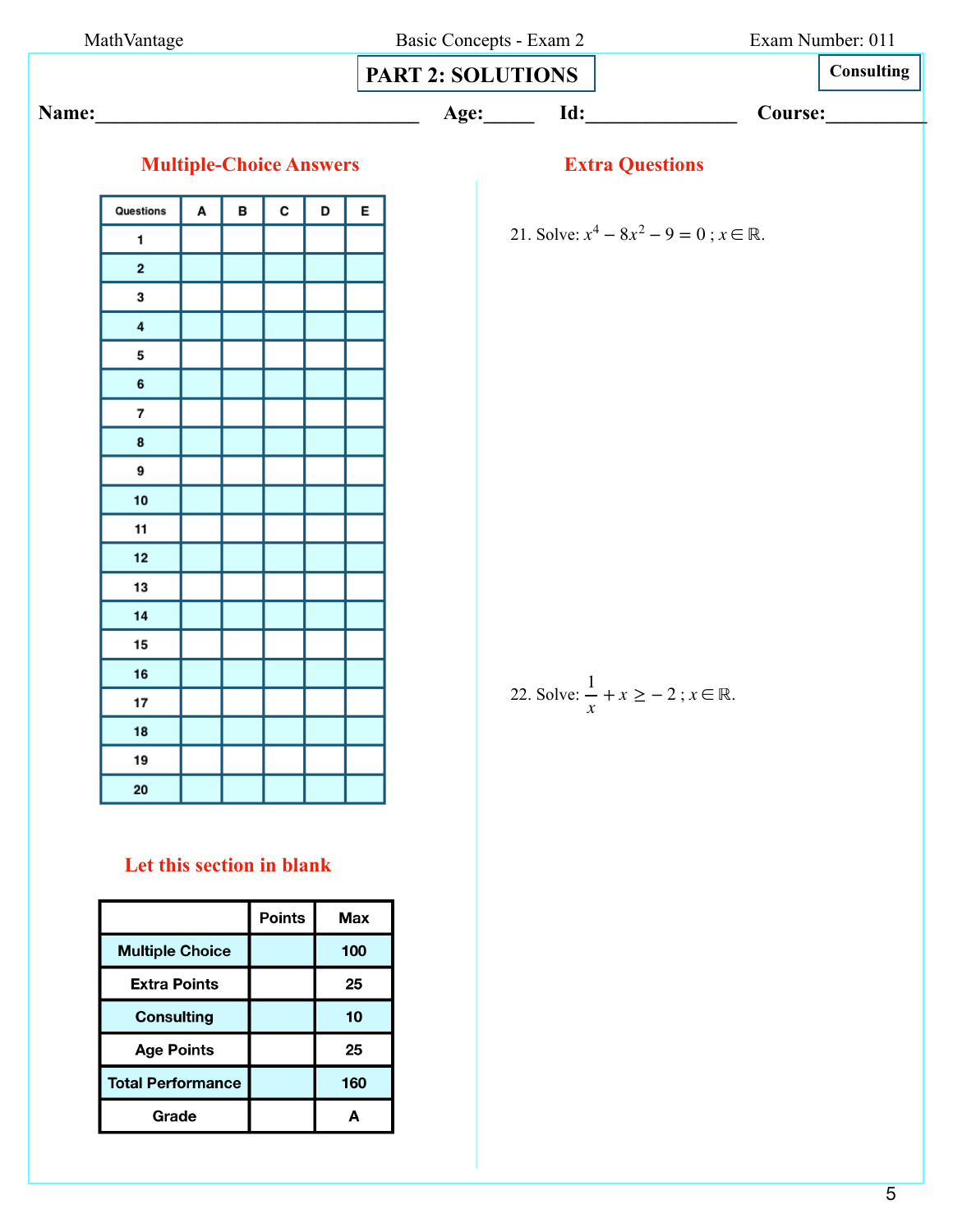## PART 2: SOLUTIONS

**Consulting**

**Name:**\_\_\_\_\_\_\_\_\_\_\_\_\_\_\_\_\_\_\_\_\_\_\_\_\_\_\_\_\_\_\_\_ **Age:**\_\_\_\_\_ **Id:**\_\_\_\_\_\_\_\_\_\_\_\_\_\_\_ **Course:**\_\_\_\_\_\_\_\_\_\_

### Multiple-Choice Answers

| Questions | A | B | C | D | E |
|---|---|---|---|---|---|
| 1 | | | | | |
| 2 | | | | | |
| 3 | | | | | |
| 4 | | | | | |
| 5 | | | | | |
| 6 | | | | | |
| 7 | | | | | |
| 8 | | | | | |
| 9 | | | | | |
| 10 | | | | | |
| 11 | | | | | |
| 12 | | | | | |
| 13 | | | | | |
| 14 | | | | | |
| 15 | | | | | |
| 16 | | | | | |
| 17 | | | | | |
| 18 | | | | | |
| 19 | | | | | |
| 20 | | | | | |

### Let this section in blank

| | Points | Max |
|---|---|---|
| Multiple Choice | | 100 |
| Extra Points | | 25 |
| Consulting | | 10 |
| Age Points | | 25 |
| Total Performance | | 160 |
| Grade | | A |

### Extra Questions

21. Solve: $x^4 - 8x^2 - 9 = 0\,;\, x \in \mathbb{R}$.

22. Solve: $\dfrac{1}{x} + x \geq -2\,;\, x \in \mathbb{R}$.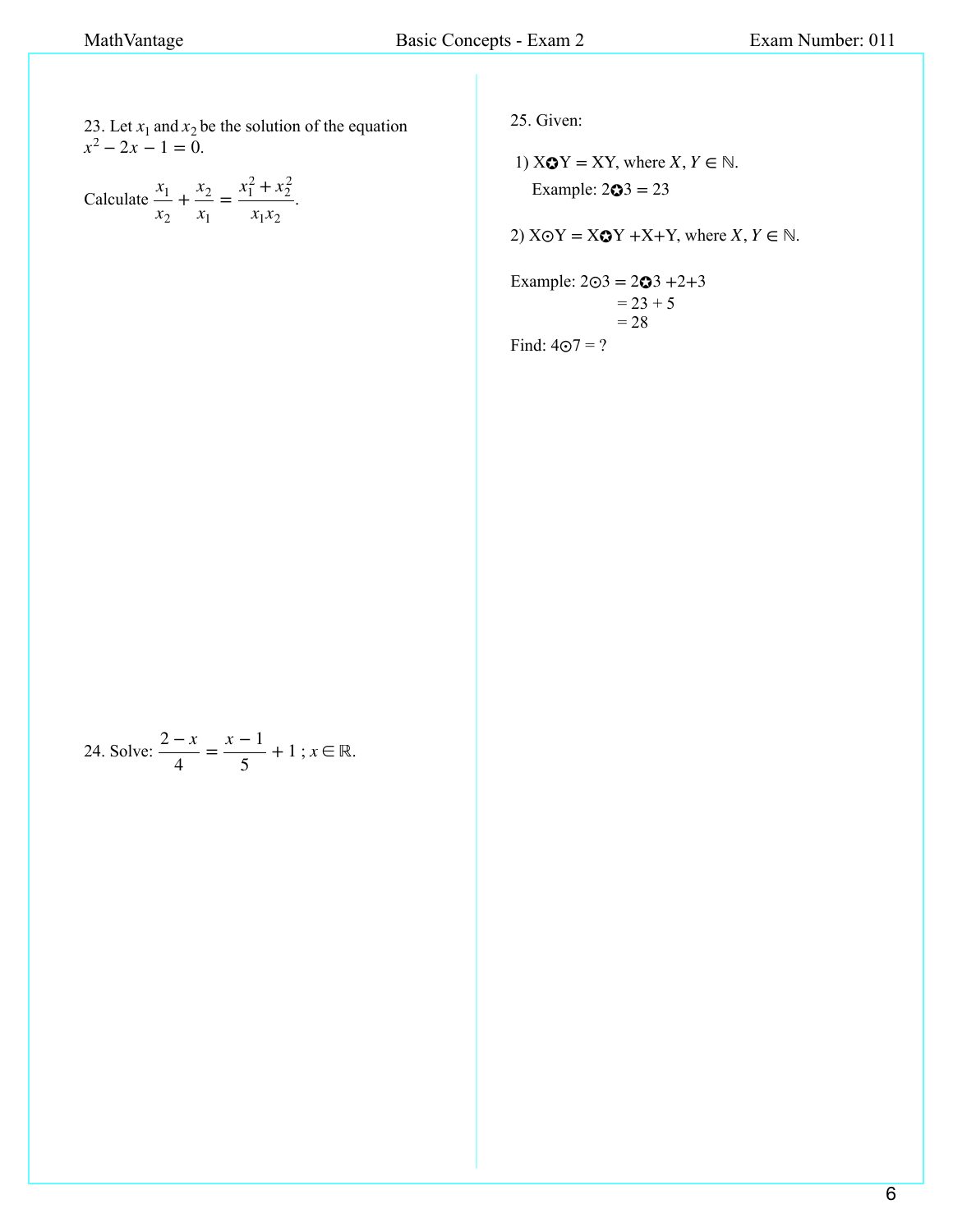23. Let $x_1$ and $x_2$ be the solution of the equation $x^2 - 2x - 1 = 0$.

Calculate $\dfrac{x_1}{x_2} + \dfrac{x_2}{x_1} = \dfrac{x_1^2 + x_2^2}{x_1 x_2}$.

24. Solve: $\dfrac{2 - x}{4} = \dfrac{x - 1}{5} + 1$ ; $x \in \mathbb{R}$.

25. Given:

1) X✪Y = XY, where $X, Y \in \mathbb{N}$.
   Example: 2✪3 = 23

2) X⊙Y = X✪Y +X+Y, where $X, Y \in \mathbb{N}$.

Example: 2⊙3 = 2✪3 +2+3
= 23 + 5
= 28

Find: 4⊙7 = ?